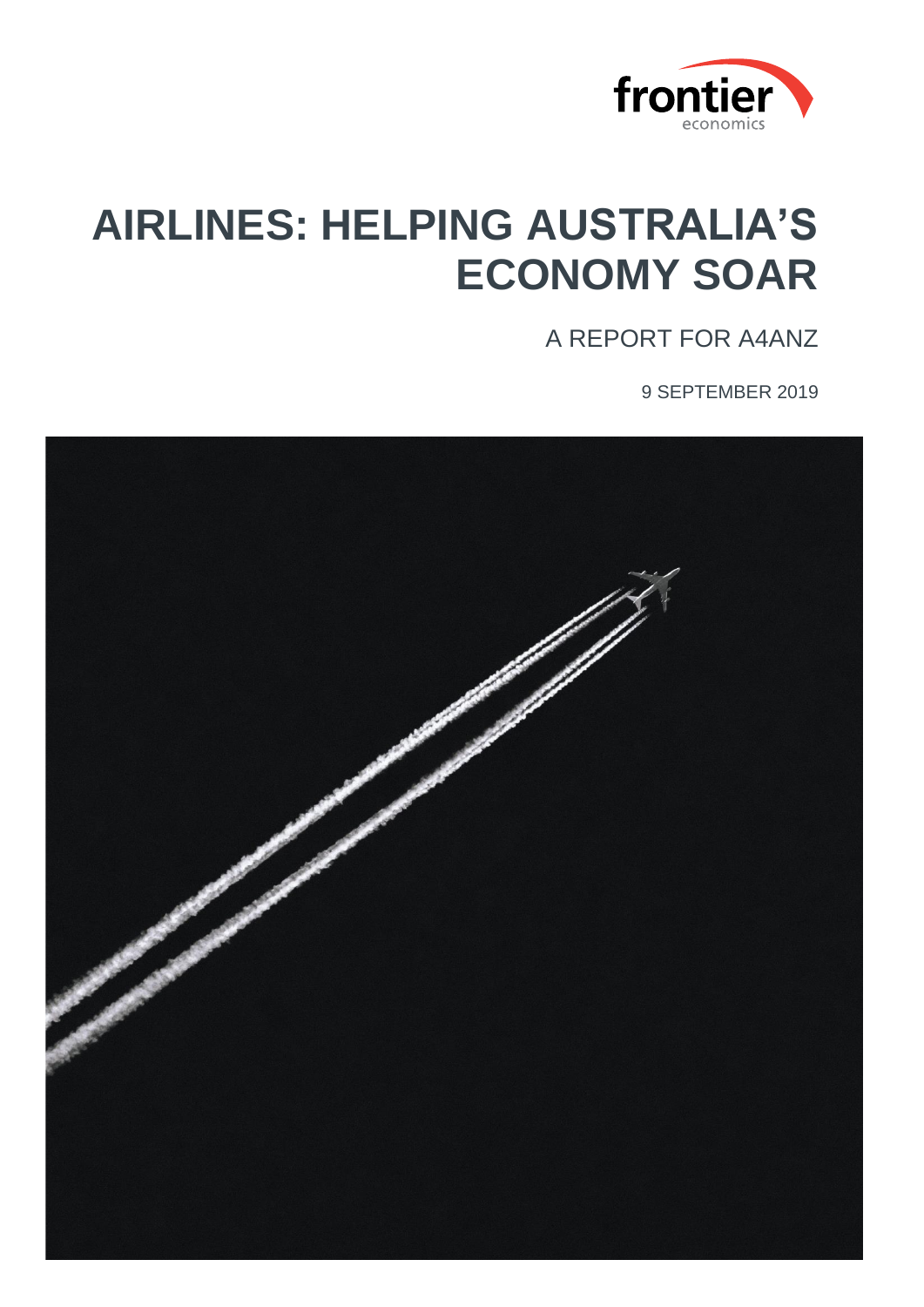frontier economics

# AIRLINES: HELPING AUSTRALIA'S ECONOMY SOAR

A REPORT FOR A4ANZ

9 SEPTEMBER 2019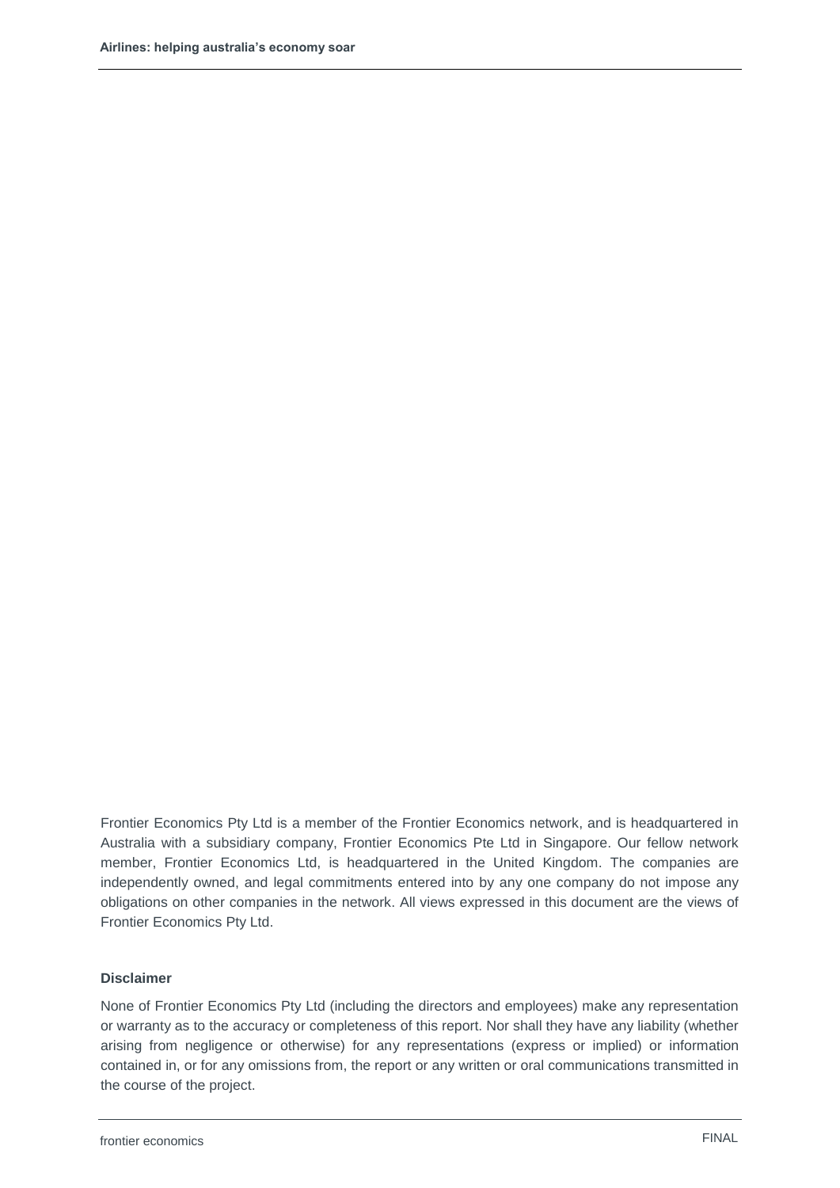Frontier Economics Pty Ltd is a member of the Frontier Economics network, and is headquartered in Australia with a subsidiary company, Frontier Economics Pte Ltd in Singapore. Our fellow network member, Frontier Economics Ltd, is headquartered in the United Kingdom. The companies are independently owned, and legal commitments entered into by any one company do not impose any obligations on other companies in the network. All views expressed in this document are the views of Frontier Economics Pty Ltd.

**Disclaimer**

None of Frontier Economics Pty Ltd (including the directors and employees) make any representation or warranty as to the accuracy or completeness of this report. Nor shall they have any liability (whether arising from negligence or otherwise) for any representations (express or implied) or information contained in, or for any omissions from, the report or any written or oral communications transmitted in the course of the project.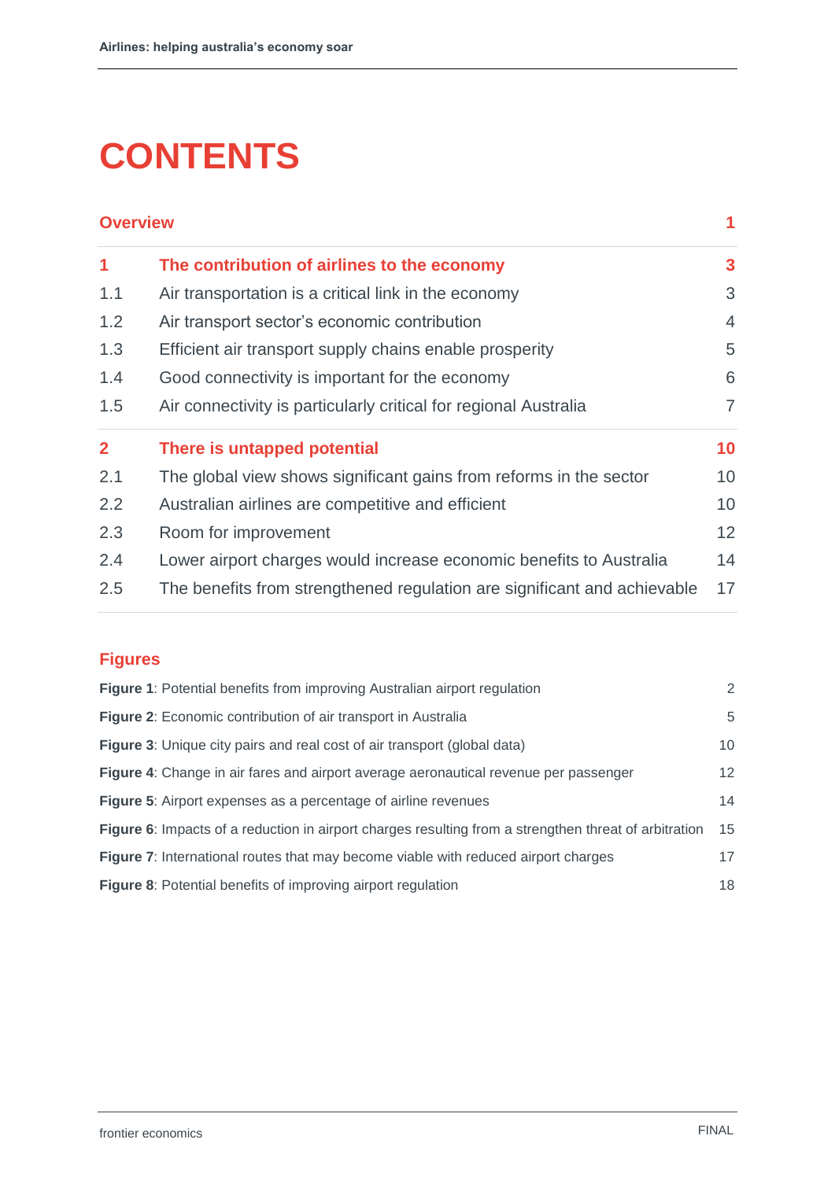# CONTENTS

| | | |
|---|---|---|
| **Overview** | | **1** |
| **1** | **The contribution of airlines to the economy** | **3** |
| 1.1 | Air transportation is a critical link in the economy | 3 |
| 1.2 | Air transport sector's economic contribution | 4 |
| 1.3 | Efficient air transport supply chains enable prosperity | 5 |
| 1.4 | Good connectivity is important for the economy | 6 |
| 1.5 | Air connectivity is particularly critical for regional Australia | 7 |
| **2** | **There is untapped potential** | **10** |
| 2.1 | The global view shows significant gains from reforms in the sector | 10 |
| 2.2 | Australian airlines are competitive and efficient | 10 |
| 2.3 | Room for improvement | 12 |
| 2.4 | Lower airport charges would increase economic benefits to Australia | 14 |
| 2.5 | The benefits from strengthened regulation are significant and achievable | 17 |

## Figures

| | |
|---|---|
| **Figure 1**: Potential benefits from improving Australian airport regulation | 2 |
| **Figure 2**: Economic contribution of air transport in Australia | 5 |
| **Figure 3**: Unique city pairs and real cost of air transport (global data) | 10 |
| **Figure 4**: Change in air fares and airport average aeronautical revenue per passenger | 12 |
| **Figure 5**: Airport expenses as a percentage of airline revenues | 14 |
| **Figure 6**: Impacts of a reduction in airport charges resulting from a strengthen threat of arbitration | 15 |
| **Figure 7**: International routes that may become viable with reduced airport charges | 17 |
| **Figure 8**: Potential benefits of improving airport regulation | 18 |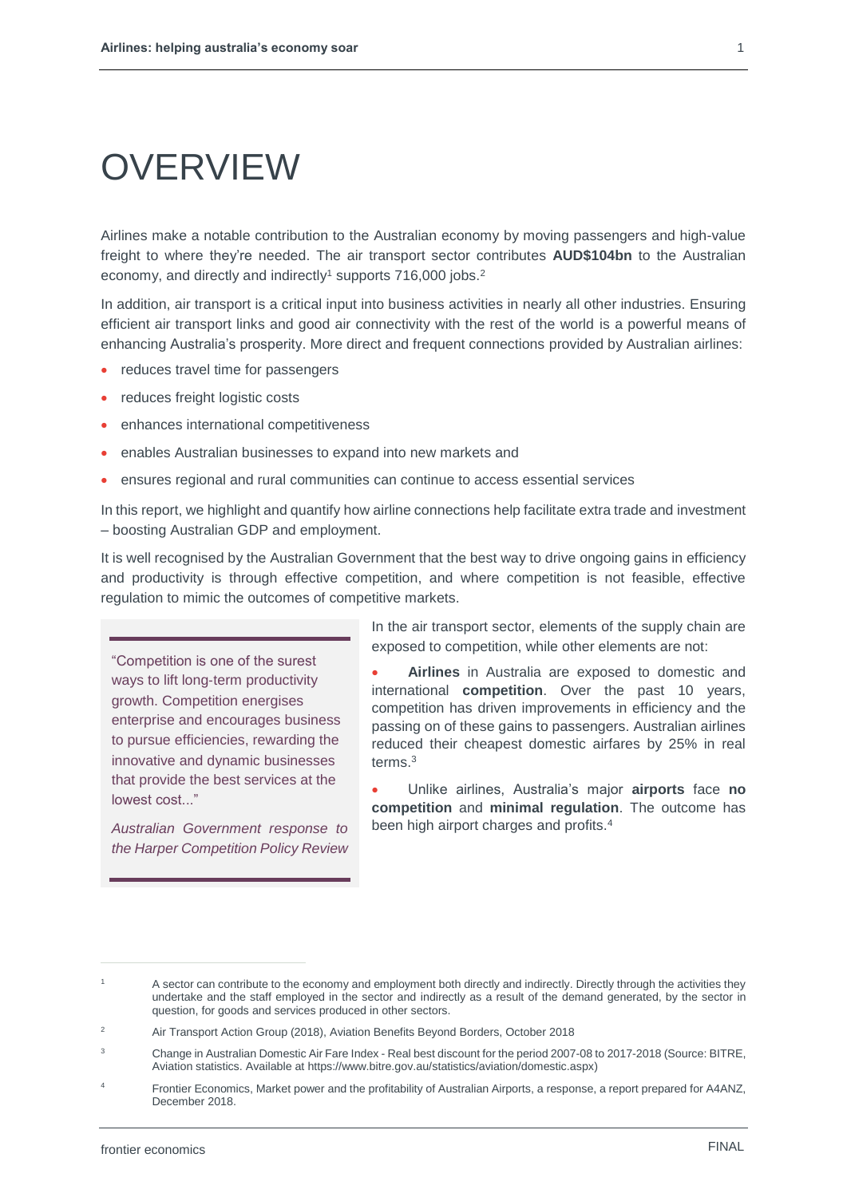# OVERVIEW

Airlines make a notable contribution to the Australian economy by moving passengers and high-value freight to where they're needed. The air transport sector contributes **AUD$104bn** to the Australian economy, and directly and indirectly[1] supports 716,000 jobs.[2]

In addition, air transport is a critical input into business activities in nearly all other industries. Ensuring efficient air transport links and good air connectivity with the rest of the world is a powerful means of enhancing Australia's prosperity. More direct and frequent connections provided by Australian airlines:

- reduces travel time for passengers
- reduces freight logistic costs
- enhances international competitiveness
- enables Australian businesses to expand into new markets and
- ensures regional and rural communities can continue to access essential services

In this report, we highlight and quantify how airline connections help facilitate extra trade and investment – boosting Australian GDP and employment.

It is well recognised by the Australian Government that the best way to drive ongoing gains in efficiency and productivity is through effective competition, and where competition is not feasible, effective regulation to mimic the outcomes of competitive markets.

> "Competition is one of the surest ways to lift long-term productivity growth. Competition energises enterprise and encourages business to pursue efficiencies, rewarding the innovative and dynamic businesses that provide the best services at the lowest cost..."
>
> *Australian Government response to the Harper Competition Policy Review*

In the air transport sector, elements of the supply chain are exposed to competition, while other elements are not:

- **Airlines** in Australia are exposed to domestic and international **competition**. Over the past 10 years, competition has driven improvements in efficiency and the passing on of these gains to passengers. Australian airlines reduced their cheapest domestic airfares by 25% in real terms.[3]
- Unlike airlines, Australia's major **airports** face **no competition** and **minimal regulation**. The outcome has been high airport charges and profits.[4]

---

[1] A sector can contribute to the economy and employment both directly and indirectly. Directly through the activities they undertake and the staff employed in the sector and indirectly as a result of the demand generated, by the sector in question, for goods and services produced in other sectors.

[2] Air Transport Action Group (2018), Aviation Benefits Beyond Borders, October 2018

[3] Change in Australian Domestic Air Fare Index - Real best discount for the period 2007-08 to 2017-2018 (Source: BITRE, Aviation statistics. Available at https://www.bitre.gov.au/statistics/aviation/domestic.aspx)

[4] Frontier Economics, Market power and the profitability of Australian Airports, a response, a report prepared for A4ANZ, December 2018.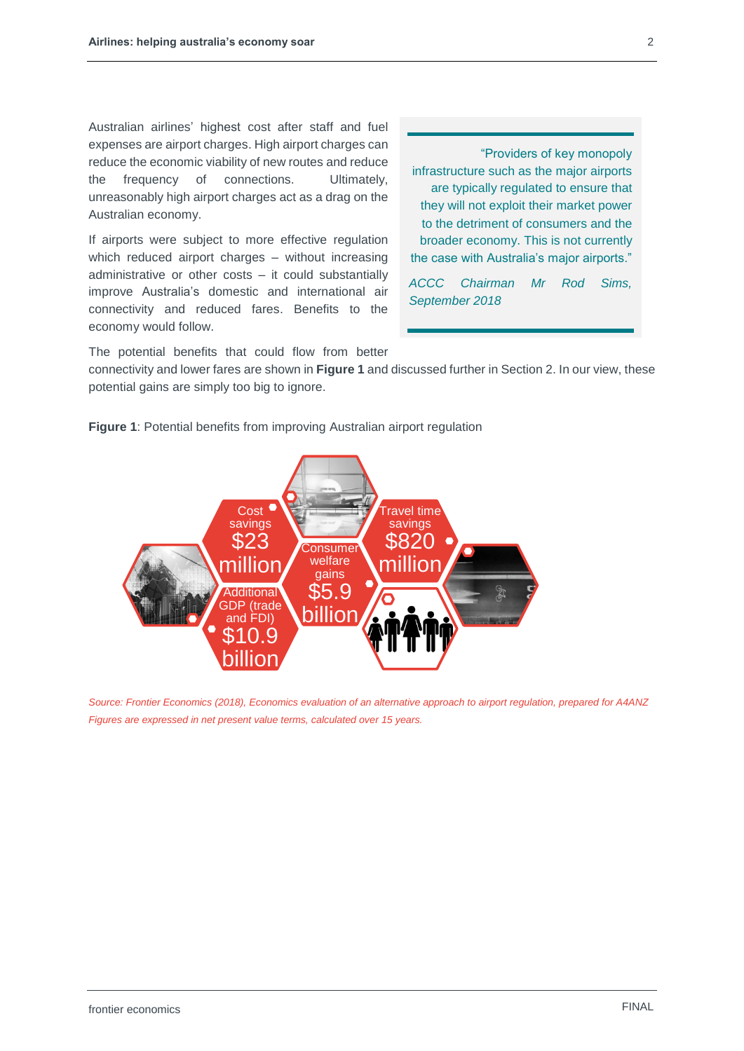Australian airlines' highest cost after staff and fuel expenses are airport charges. High airport charges can reduce the economic viability of new routes and reduce the frequency of connections. Ultimately, unreasonably high airport charges act as a drag on the Australian economy.

If airports were subject to more effective regulation which reduced airport charges – without increasing administrative or other costs – it could substantially improve Australia's domestic and international air connectivity and reduced fares. Benefits to the economy would follow.

> "Providers of key monopoly infrastructure such as the major airports are typically regulated to ensure that they will not exploit their market power to the detriment of consumers and the broader economy. This is not currently the case with Australia's major airports."
>
> *ACCC Chairman Mr Rod Sims, September 2018*

The potential benefits that could flow from better connectivity and lower fares are shown in **Figure 1** and discussed further in Section 2. In our view, these potential gains are simply too big to ignore.

**Figure 1**: Potential benefits from improving Australian airport regulation

- Cost savings: $23 million
- Travel time savings: $820 million
- Consumer welfare gains: $5.9 billion
- Additional GDP (trade and FDI): $10.9 billion

*Source: Frontier Economics (2018), Economics evaluation of an alternative approach to airport regulation, prepared for A4ANZ*
*Figures are expressed in net present value terms, calculated over 15 years.*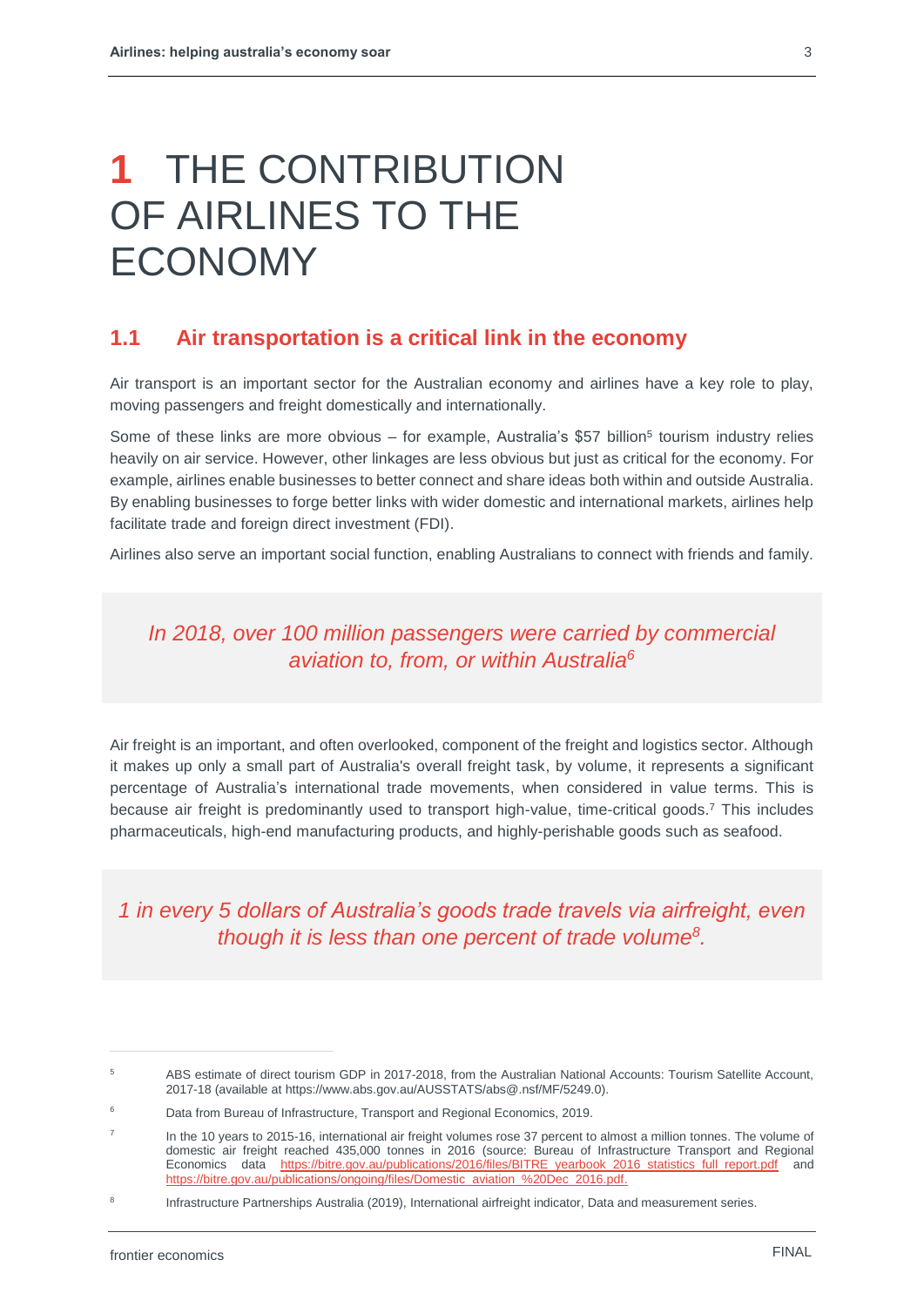# 1 THE CONTRIBUTION OF AIRLINES TO THE ECONOMY

## 1.1 Air transportation is a critical link in the economy

Air transport is an important sector for the Australian economy and airlines have a key role to play, moving passengers and freight domestically and internationally.

Some of these links are more obvious – for example, Australia's $57 billion[5] tourism industry relies heavily on air service. However, other linkages are less obvious but just as critical for the economy. For example, airlines enable businesses to better connect and share ideas both within and outside Australia. By enabling businesses to forge better links with wider domestic and international markets, airlines help facilitate trade and foreign direct investment (FDI).

Airlines also serve an important social function, enabling Australians to connect with friends and family.

> *In 2018, over 100 million passengers were carried by commercial aviation to, from, or within Australia[6]*

Air freight is an important, and often overlooked, component of the freight and logistics sector. Although it makes up only a small part of Australia's overall freight task, by volume, it represents a significant percentage of Australia's international trade movements, when considered in value terms. This is because air freight is predominantly used to transport high-value, time-critical goods.[7] This includes pharmaceuticals, high-end manufacturing products, and highly-perishable goods such as seafood.

> *1 in every 5 dollars of Australia's goods trade travels via airfreight, even though it is less than one percent of trade volume[8].*

---

[5] ABS estimate of direct tourism GDP in 2017-2018, from the Australian National Accounts: Tourism Satellite Account, 2017-18 (available at https://www.abs.gov.au/AUSSTATS/abs@.nsf/MF/5249.0).

[6] Data from Bureau of Infrastructure, Transport and Regional Economics, 2019.

[7] In the 10 years to 2015-16, international air freight volumes rose 37 percent to almost a million tonnes. The volume of domestic air freight reached 435,000 tonnes in 2016 (source: Bureau of Infrastructure Transport and Regional Economics data https://bitre.gov.au/publications/2016/files/BITRE_yearbook_2016_statistics_full_report.pdf and https://bitre.gov.au/publications/ongoing/files/Domestic_aviation_%20Dec_2016.pdf.

[8] Infrastructure Partnerships Australia (2019), International airfreight indicator, Data and measurement series.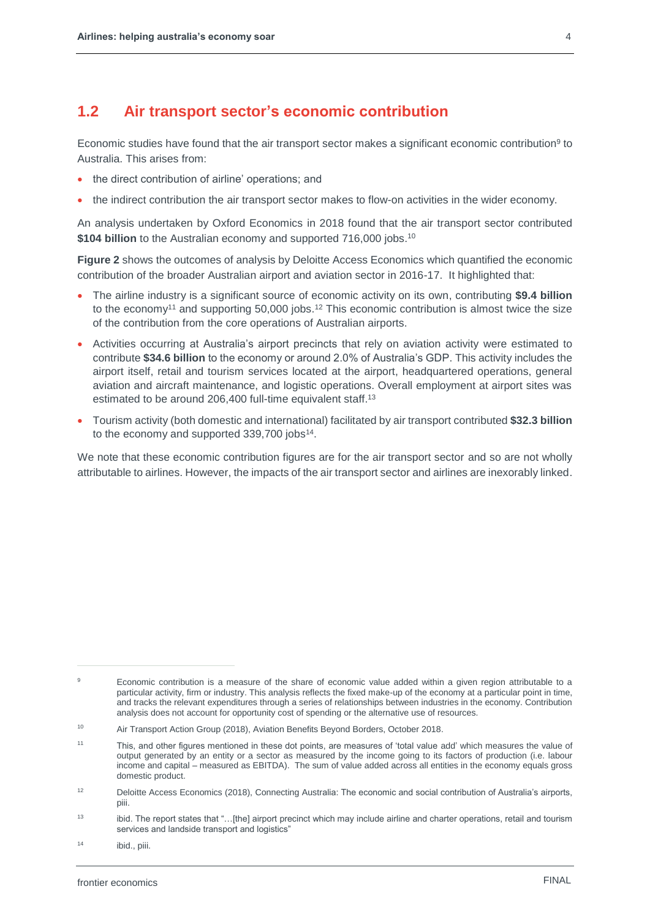## 1.2 Air transport sector's economic contribution

Economic studies have found that the air transport sector makes a significant economic contribution[9] to Australia. This arises from:

- the direct contribution of airline' operations; and
- the indirect contribution the air transport sector makes to flow-on activities in the wider economy.

An analysis undertaken by Oxford Economics in 2018 found that the air transport sector contributed **$104 billion** to the Australian economy and supported 716,000 jobs.[10]

**Figure 2** shows the outcomes of analysis by Deloitte Access Economics which quantified the economic contribution of the broader Australian airport and aviation sector in 2016-17. It highlighted that:

- The airline industry is a significant source of economic activity on its own, contributing **$9.4 billion** to the economy[11] and supporting 50,000 jobs.[12] This economic contribution is almost twice the size of the contribution from the core operations of Australian airports.
- Activities occurring at Australia's airport precincts that rely on aviation activity were estimated to contribute **$34.6 billion** to the economy or around 2.0% of Australia's GDP. This activity includes the airport itself, retail and tourism services located at the airport, headquartered operations, general aviation and aircraft maintenance, and logistic operations. Overall employment at airport sites was estimated to be around 206,400 full-time equivalent staff.[13]
- Tourism activity (both domestic and international) facilitated by air transport contributed **$32.3 billion** to the economy and supported 339,700 jobs[14].

We note that these economic contribution figures are for the air transport sector and so are not wholly attributable to airlines. However, the impacts of the air transport sector and airlines are inexorably linked.

---

[9] Economic contribution is a measure of the share of economic value added within a given region attributable to a particular activity, firm or industry. This analysis reflects the fixed make-up of the economy at a particular point in time, and tracks the relevant expenditures through a series of relationships between industries in the economy. Contribution analysis does not account for opportunity cost of spending or the alternative use of resources.

[10] Air Transport Action Group (2018), Aviation Benefits Beyond Borders, October 2018.

[11] This, and other figures mentioned in these dot points, are measures of 'total value add' which measures the value of output generated by an entity or a sector as measured by the income going to its factors of production (i.e. labour income and capital – measured as EBITDA). The sum of value added across all entities in the economy equals gross domestic product.

[12] Deloitte Access Economics (2018), Connecting Australia: The economic and social contribution of Australia's airports, piii.

[13] ibid. The report states that "…[the] airport precinct which may include airline and charter operations, retail and tourism services and landside transport and logistics"

[14] ibid., piii.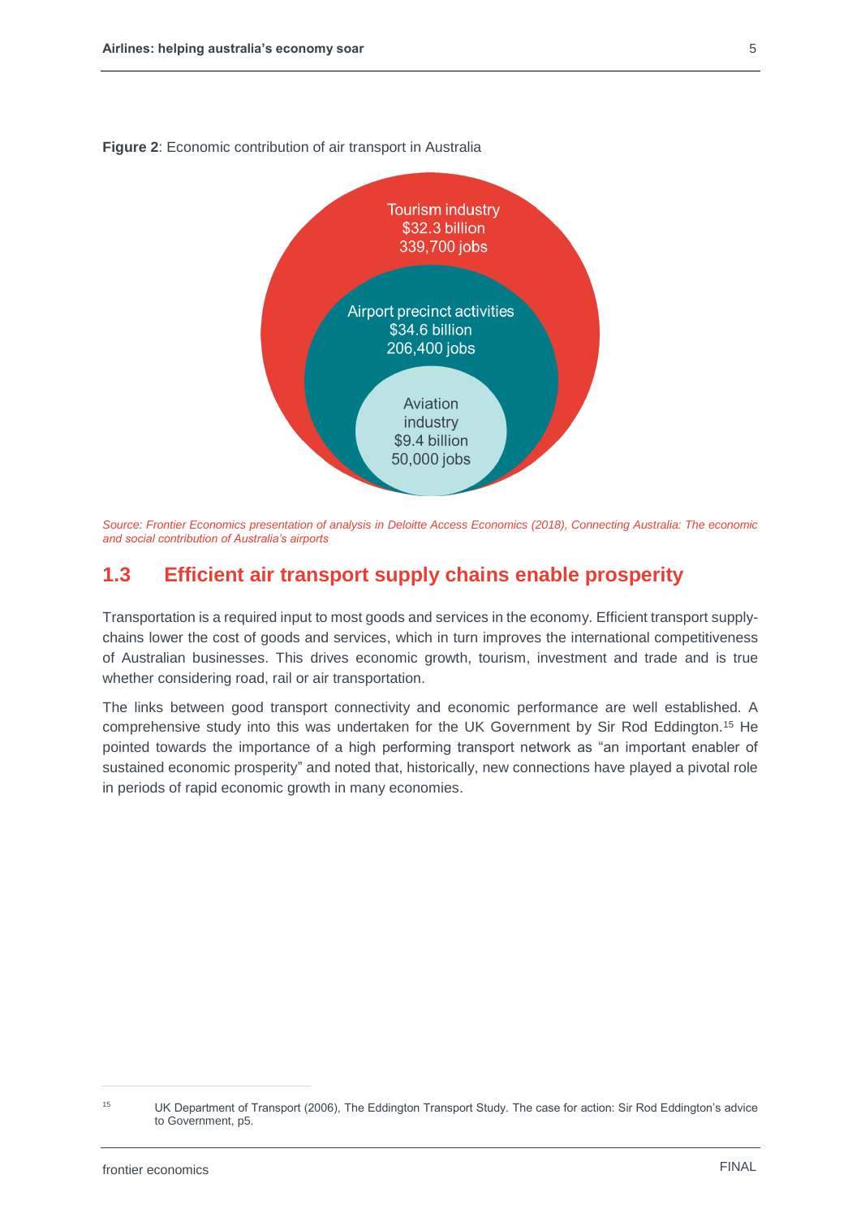**Figure 2**: Economic contribution of air transport in Australia

Tourism industry
$32.3 billion
339,700 jobs

Airport precinct activities
$34.6 billion
206,400 jobs

Aviation industry
$9.4 billion
50,000 jobs

*Source: Frontier Economics presentation of analysis in Deloitte Access Economics (2018), Connecting Australia: The economic and social contribution of Australia's airports*

## 1.3 Efficient air transport supply chains enable prosperity

Transportation is a required input to most goods and services in the economy. Efficient transport supply-chains lower the cost of goods and services, which in turn improves the international competitiveness of Australian businesses. This drives economic growth, tourism, investment and trade and is true whether considering road, rail or air transportation.

The links between good transport connectivity and economic performance are well established. A comprehensive study into this was undertaken for the UK Government by Sir Rod Eddington.[15] He pointed towards the importance of a high performing transport network as "an important enabler of sustained economic prosperity" and noted that, historically, new connections have played a pivotal role in periods of rapid economic growth in many economies.

[15] UK Department of Transport (2006), The Eddington Transport Study. The case for action: Sir Rod Eddington's advice to Government, p5.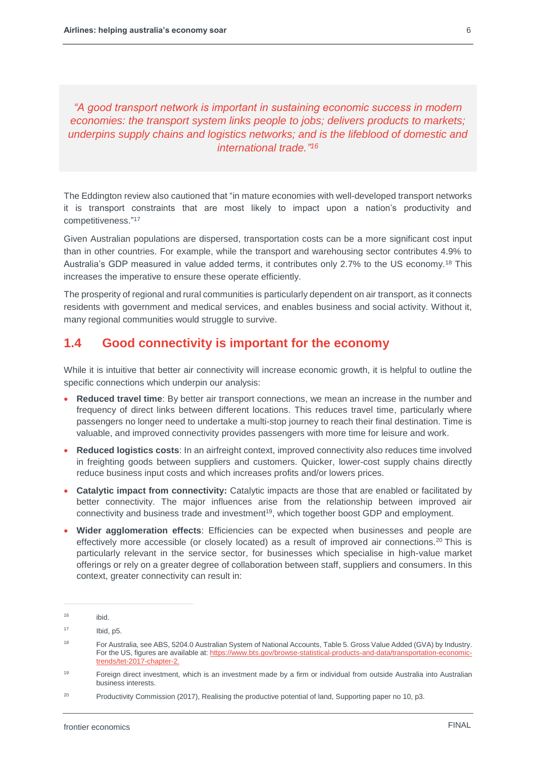> *"A good transport network is important in sustaining economic success in modern economies: the transport system links people to jobs; delivers products to markets; underpins supply chains and logistics networks; and is the lifeblood of domestic and international trade."*[16]

The Eddington review also cautioned that "in mature economies with well-developed transport networks it is transport constraints that are most likely to impact upon a nation's productivity and competitiveness."[17]

Given Australian populations are dispersed, transportation costs can be a more significant cost input than in other countries. For example, while the transport and warehousing sector contributes 4.9% to Australia's GDP measured in value added terms, it contributes only 2.7% to the US economy.[18] This increases the imperative to ensure these operate efficiently.

The prosperity of regional and rural communities is particularly dependent on air transport, as it connects residents with government and medical services, and enables business and social activity. Without it, many regional communities would struggle to survive.

## 1.4 Good connectivity is important for the economy

While it is intuitive that better air connectivity will increase economic growth, it is helpful to outline the specific connections which underpin our analysis:

- **Reduced travel time**: By better air transport connections, we mean an increase in the number and frequency of direct links between different locations. This reduces travel time, particularly where passengers no longer need to undertake a multi-stop journey to reach their final destination. Time is valuable, and improved connectivity provides passengers with more time for leisure and work.
- **Reduced logistics costs**: In an airfreight context, improved connectivity also reduces time involved in freighting goods between suppliers and customers. Quicker, lower-cost supply chains directly reduce business input costs and which increases profits and/or lowers prices.
- **Catalytic impact from connectivity:** Catalytic impacts are those that are enabled or facilitated by better connectivity. The major influences arise from the relationship between improved air connectivity and business trade and investment[19], which together boost GDP and employment.
- **Wider agglomeration effects**: Efficiencies can be expected when businesses and people are effectively more accessible (or closely located) as a result of improved air connections.[20] This is particularly relevant in the service sector, for businesses which specialise in high-value market offerings or rely on a greater degree of collaboration between staff, suppliers and consumers. In this context, greater connectivity can result in:

---

[16] ibid.

[17] Ibid, p5.

[18] For Australia, see ABS, 5204.0 Australian System of National Accounts, Table 5. Gross Value Added (GVA) by Industry. For the US, figures are available at: https://www.bts.gov/browse-statistical-products-and-data/transportation-economic-trends/tet-2017-chapter-2.

[19] Foreign direct investment, which is an investment made by a firm or individual from outside Australia into Australian business interests.

[20] Productivity Commission (2017), Realising the productive potential of land, Supporting paper no 10, p3.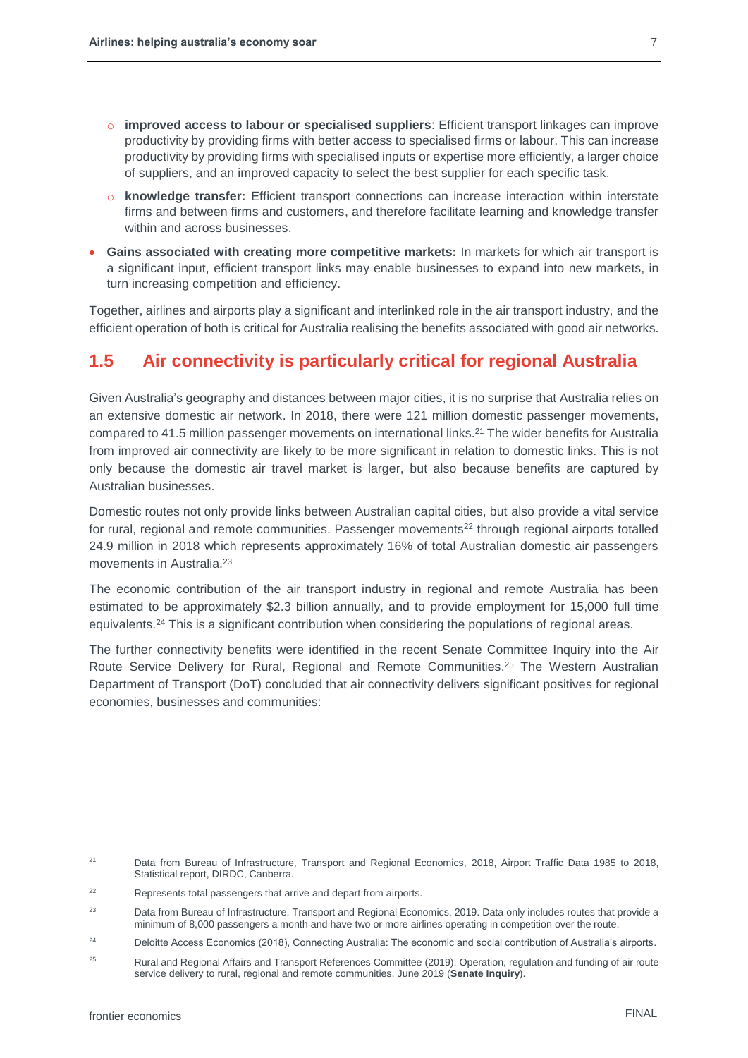- **improved access to labour or specialised suppliers**: Efficient transport linkages can improve productivity by providing firms with better access to specialised firms or labour. This can increase productivity by providing firms with specialised inputs or expertise more efficiently, a larger choice of suppliers, and an improved capacity to select the best supplier for each specific task.
- **knowledge transfer:** Efficient transport connections can increase interaction within interstate firms and between firms and customers, and therefore facilitate learning and knowledge transfer within and across businesses.

- **Gains associated with creating more competitive markets:** In markets for which air transport is a significant input, efficient transport links may enable businesses to expand into new markets, in turn increasing competition and efficiency.

Together, airlines and airports play a significant and interlinked role in the air transport industry, and the efficient operation of both is critical for Australia realising the benefits associated with good air networks.

## 1.5 Air connectivity is particularly critical for regional Australia

Given Australia's geography and distances between major cities, it is no surprise that Australia relies on an extensive domestic air network. In 2018, there were 121 million domestic passenger movements, compared to 41.5 million passenger movements on international links.[21] The wider benefits for Australia from improved air connectivity are likely to be more significant in relation to domestic links. This is not only because the domestic air travel market is larger, but also because benefits are captured by Australian businesses.

Domestic routes not only provide links between Australian capital cities, but also provide a vital service for rural, regional and remote communities. Passenger movements[22] through regional airports totalled 24.9 million in 2018 which represents approximately 16% of total Australian domestic air passengers movements in Australia.[23]

The economic contribution of the air transport industry in regional and remote Australia has been estimated to be approximately $2.3 billion annually, and to provide employment for 15,000 full time equivalents.[24] This is a significant contribution when considering the populations of regional areas.

The further connectivity benefits were identified in the recent Senate Committee Inquiry into the Air Route Service Delivery for Rural, Regional and Remote Communities.[25] The Western Australian Department of Transport (DoT) concluded that air connectivity delivers significant positives for regional economies, businesses and communities:

---

[21] Data from Bureau of Infrastructure, Transport and Regional Economics, 2018, Airport Traffic Data 1985 to 2018, Statistical report, DIRDC, Canberra.

[22] Represents total passengers that arrive and depart from airports.

[23] Data from Bureau of Infrastructure, Transport and Regional Economics, 2019. Data only includes routes that provide a minimum of 8,000 passengers a month and have two or more airlines operating in competition over the route.

[24] Deloitte Access Economics (2018), Connecting Australia: The economic and social contribution of Australia's airports.

[25] Rural and Regional Affairs and Transport References Committee (2019), Operation, regulation and funding of air route service delivery to rural, regional and remote communities, June 2019 (**Senate Inquiry**).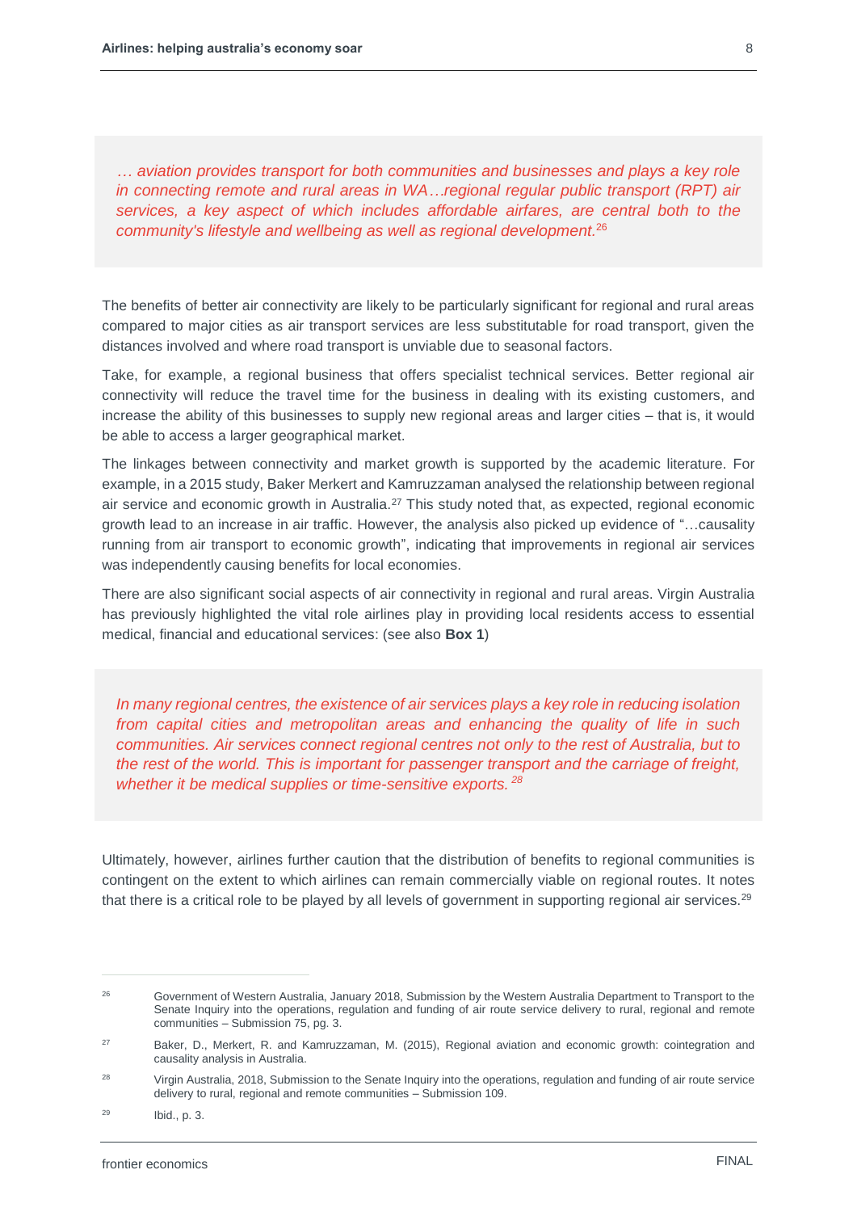*… aviation provides transport for both communities and businesses and plays a key role in connecting remote and rural areas in WA…regional regular public transport (RPT) air services, a key aspect of which includes affordable airfares, are central both to the community's lifestyle and wellbeing as well as regional development.*[26]

The benefits of better air connectivity are likely to be particularly significant for regional and rural areas compared to major cities as air transport services are less substitutable for road transport, given the distances involved and where road transport is unviable due to seasonal factors.

Take, for example, a regional business that offers specialist technical services. Better regional air connectivity will reduce the travel time for the business in dealing with its existing customers, and increase the ability of this businesses to supply new regional areas and larger cities – that is, it would be able to access a larger geographical market.

The linkages between connectivity and market growth is supported by the academic literature. For example, in a 2015 study, Baker Merkert and Kamruzzaman analysed the relationship between regional air service and economic growth in Australia.[27] This study noted that, as expected, regional economic growth lead to an increase in air traffic. However, the analysis also picked up evidence of "…causality running from air transport to economic growth", indicating that improvements in regional air services was independently causing benefits for local economies.

There are also significant social aspects of air connectivity in regional and rural areas. Virgin Australia has previously highlighted the vital role airlines play in providing local residents access to essential medical, financial and educational services: (see also **Box 1**)

*In many regional centres, the existence of air services plays a key role in reducing isolation from capital cities and metropolitan areas and enhancing the quality of life in such communities. Air services connect regional centres not only to the rest of Australia, but to the rest of the world. This is important for passenger transport and the carriage of freight, whether it be medical supplies or time-sensitive exports.*[28]

Ultimately, however, airlines further caution that the distribution of benefits to regional communities is contingent on the extent to which airlines can remain commercially viable on regional routes. It notes that there is a critical role to be played by all levels of government in supporting regional air services.[29]

---

[26] Government of Western Australia, January 2018, Submission by the Western Australia Department to Transport to the Senate Inquiry into the operations, regulation and funding of air route service delivery to rural, regional and remote communities – Submission 75, pg. 3.

[27] Baker, D., Merkert, R. and Kamruzzaman, M. (2015), Regional aviation and economic growth: cointegration and causality analysis in Australia.

[28] Virgin Australia, 2018, Submission to the Senate Inquiry into the operations, regulation and funding of air route service delivery to rural, regional and remote communities – Submission 109.

[29] Ibid., p. 3.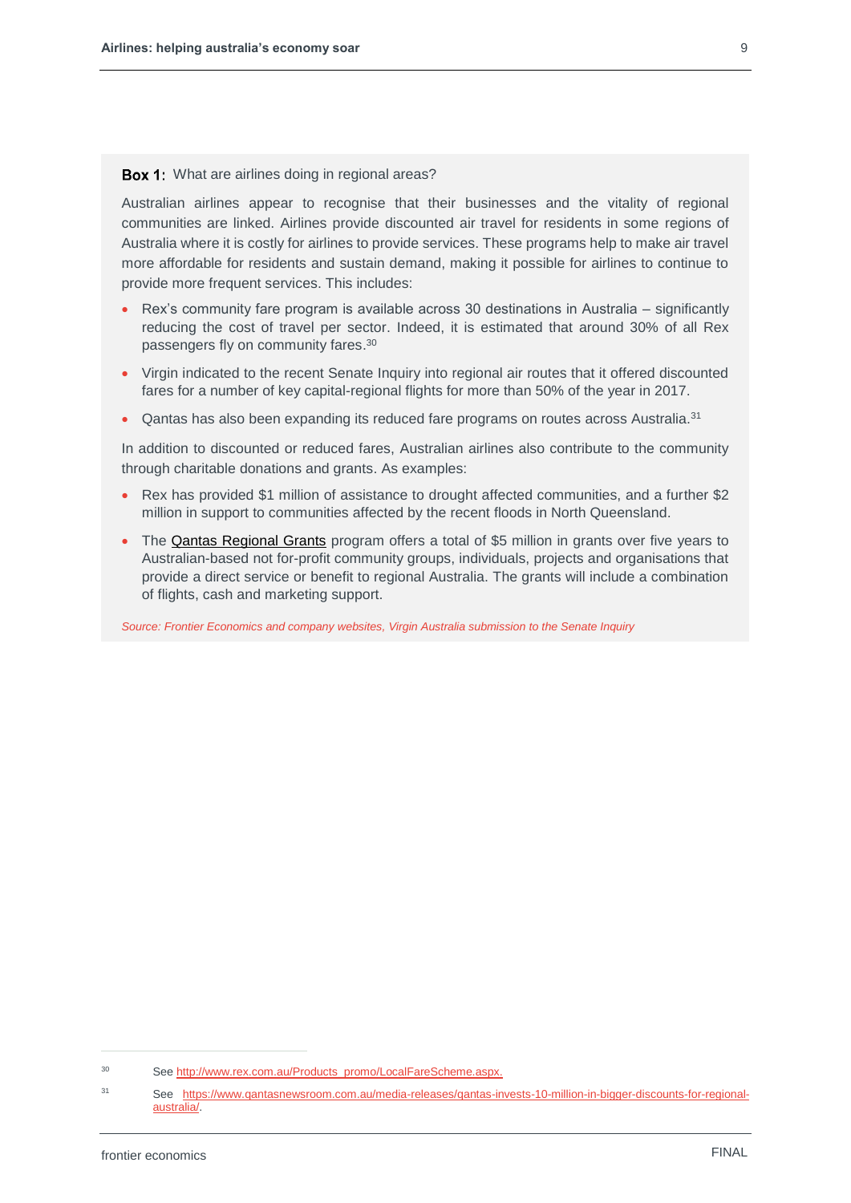**Box 1:** What are airlines doing in regional areas?

Australian airlines appear to recognise that their businesses and the vitality of regional communities are linked. Airlines provide discounted air travel for residents in some regions of Australia where it is costly for airlines to provide services. These programs help to make air travel more affordable for residents and sustain demand, making it possible for airlines to continue to provide more frequent services. This includes:

- Rex's community fare program is available across 30 destinations in Australia – significantly reducing the cost of travel per sector. Indeed, it is estimated that around 30% of all Rex passengers fly on community fares.[30]
- Virgin indicated to the recent Senate Inquiry into regional air routes that it offered discounted fares for a number of key capital-regional flights for more than 50% of the year in 2017.
- Qantas has also been expanding its reduced fare programs on routes across Australia.[31]

In addition to discounted or reduced fares, Australian airlines also contribute to the community through charitable donations and grants. As examples:

- Rex has provided $1 million of assistance to drought affected communities, and a further $2 million in support to communities affected by the recent floods in North Queensland.
- The Qantas Regional Grants program offers a total of $5 million in grants over five years to Australian-based not for-profit community groups, individuals, projects and organisations that provide a direct service or benefit to regional Australia. The grants will include a combination of flights, cash and marketing support.

*Source: Frontier Economics and company websites, Virgin Australia submission to the Senate Inquiry*

---

[30] See http://www.rex.com.au/Products_promo/LocalFareScheme.aspx.

[31] See https://www.qantasnewsroom.com.au/media-releases/qantas-invests-10-million-in-bigger-discounts-for-regional-australia/.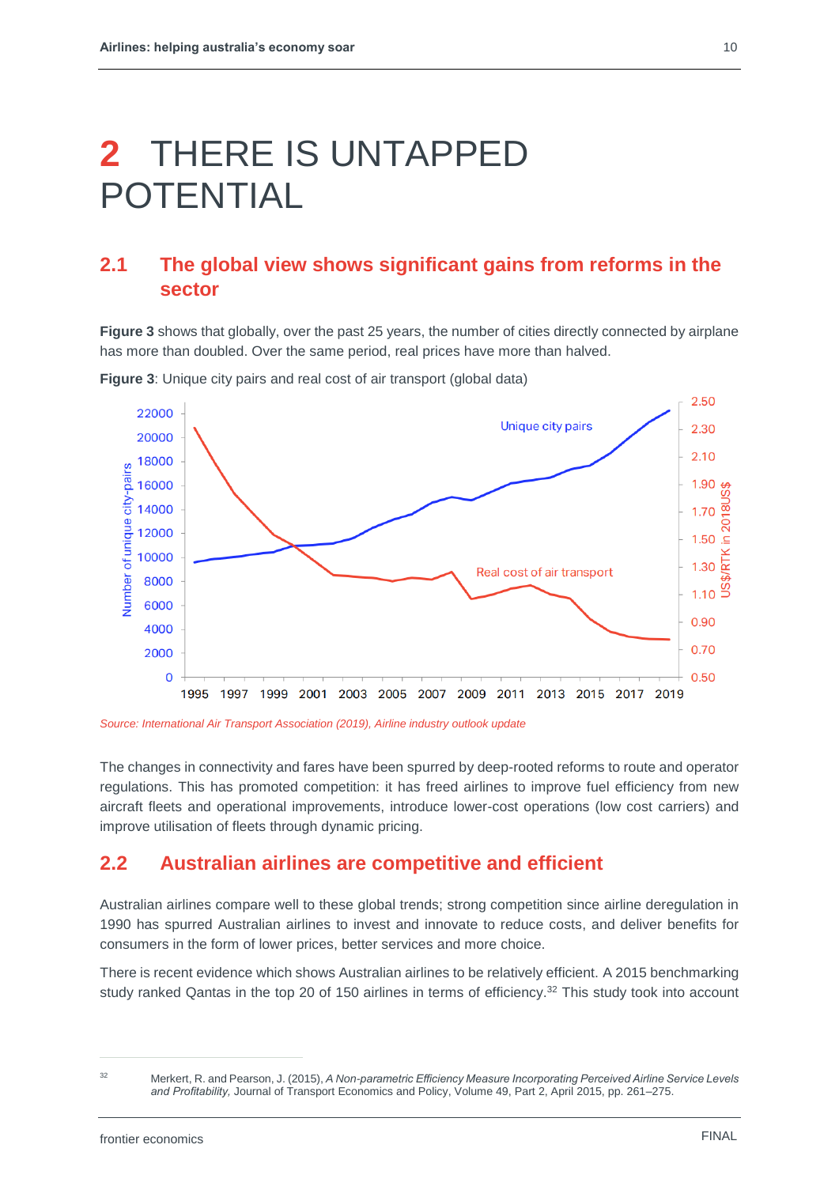# 2 THERE IS UNTAPPED POTENTIAL

## 2.1 The global view shows significant gains from reforms in the sector

**Figure 3** shows that globally, over the past 25 years, the number of cities directly connected by airplane has more than doubled. Over the same period, real prices have more than halved.

**Figure 3**: Unique city pairs and real cost of air transport (global data)

*Source: International Air Transport Association (2019), Airline industry outlook update*

The changes in connectivity and fares have been spurred by deep-rooted reforms to route and operator regulations. This has promoted competition: it has freed airlines to improve fuel efficiency from new aircraft fleets and operational improvements, introduce lower-cost operations (low cost carriers) and improve utilisation of fleets through dynamic pricing.

## 2.2 Australian airlines are competitive and efficient

Australian airlines compare well to these global trends; strong competition since airline deregulation in 1990 has spurred Australian airlines to invest and innovate to reduce costs, and deliver benefits for consumers in the form of lower prices, better services and more choice.

There is recent evidence which shows Australian airlines to be relatively efficient. A 2015 benchmarking study ranked Qantas in the top 20 of 150 airlines in terms of efficiency.[32] This study took into account

[32] Merkert, R. and Pearson, J. (2015), *A Non-parametric Efficiency Measure Incorporating Perceived Airline Service Levels and Profitability,* Journal of Transport Economics and Policy, Volume 49, Part 2, April 2015, pp. 261–275.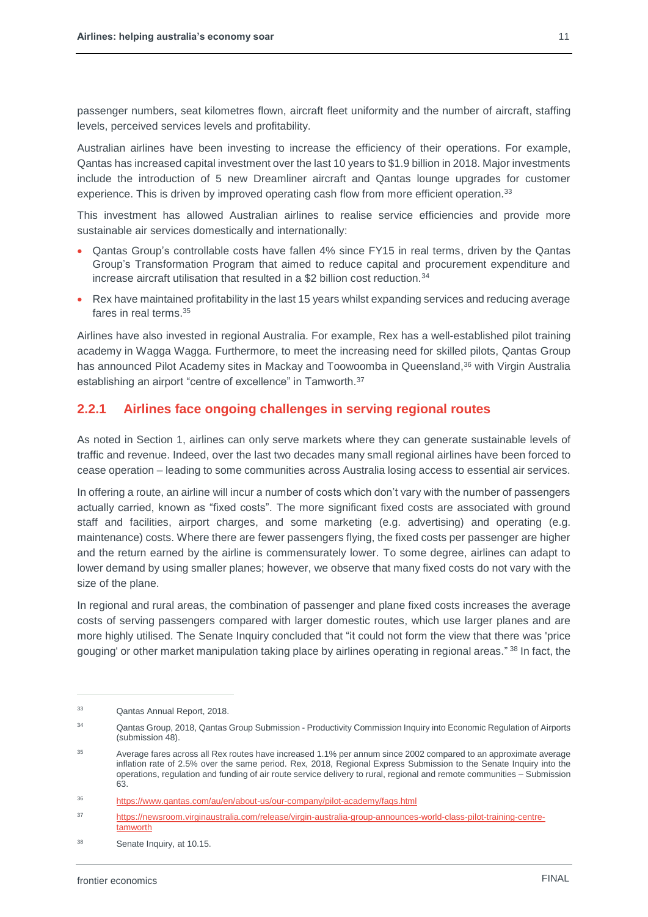passenger numbers, seat kilometres flown, aircraft fleet uniformity and the number of aircraft, staffing levels, perceived services levels and profitability.

Australian airlines have been investing to increase the efficiency of their operations. For example, Qantas has increased capital investment over the last 10 years to $1.9 billion in 2018. Major investments include the introduction of 5 new Dreamliner aircraft and Qantas lounge upgrades for customer experience. This is driven by improved operating cash flow from more efficient operation.[33]

This investment has allowed Australian airlines to realise service efficiencies and provide more sustainable air services domestically and internationally:

- Qantas Group's controllable costs have fallen 4% since FY15 in real terms, driven by the Qantas Group's Transformation Program that aimed to reduce capital and procurement expenditure and increase aircraft utilisation that resulted in a $2 billion cost reduction.[34]
- Rex have maintained profitability in the last 15 years whilst expanding services and reducing average fares in real terms.[35]

Airlines have also invested in regional Australia. For example, Rex has a well-established pilot training academy in Wagga Wagga. Furthermore, to meet the increasing need for skilled pilots, Qantas Group has announced Pilot Academy sites in Mackay and Toowoomba in Queensland,[36] with Virgin Australia establishing an airport "centre of excellence" in Tamworth.[37]

### 2.2.1 Airlines face ongoing challenges in serving regional routes

As noted in Section 1, airlines can only serve markets where they can generate sustainable levels of traffic and revenue. Indeed, over the last two decades many small regional airlines have been forced to cease operation – leading to some communities across Australia losing access to essential air services.

In offering a route, an airline will incur a number of costs which don't vary with the number of passengers actually carried, known as "fixed costs". The more significant fixed costs are associated with ground staff and facilities, airport charges, and some marketing (e.g. advertising) and operating (e.g. maintenance) costs. Where there are fewer passengers flying, the fixed costs per passenger are higher and the return earned by the airline is commensurately lower. To some degree, airlines can adapt to lower demand by using smaller planes; however, we observe that many fixed costs do not vary with the size of the plane.

In regional and rural areas, the combination of passenger and plane fixed costs increases the average costs of serving passengers compared with larger domestic routes, which use larger planes and are more highly utilised. The Senate Inquiry concluded that "it could not form the view that there was 'price gouging' or other market manipulation taking place by airlines operating in regional areas." [38] In fact, the

---

[33] Qantas Annual Report, 2018.

[34] Qantas Group, 2018, Qantas Group Submission - Productivity Commission Inquiry into Economic Regulation of Airports (submission 48).

[35] Average fares across all Rex routes have increased 1.1% per annum since 2002 compared to an approximate average inflation rate of 2.5% over the same period. Rex, 2018, Regional Express Submission to the Senate Inquiry into the operations, regulation and funding of air route service delivery to rural, regional and remote communities – Submission 63.

[36] https://www.qantas.com/au/en/about-us/our-company/pilot-academy/faqs.html

[37] https://newsroom.virginaustralia.com/release/virgin-australia-group-announces-world-class-pilot-training-centre-tamworth

[38] Senate Inquiry, at 10.15.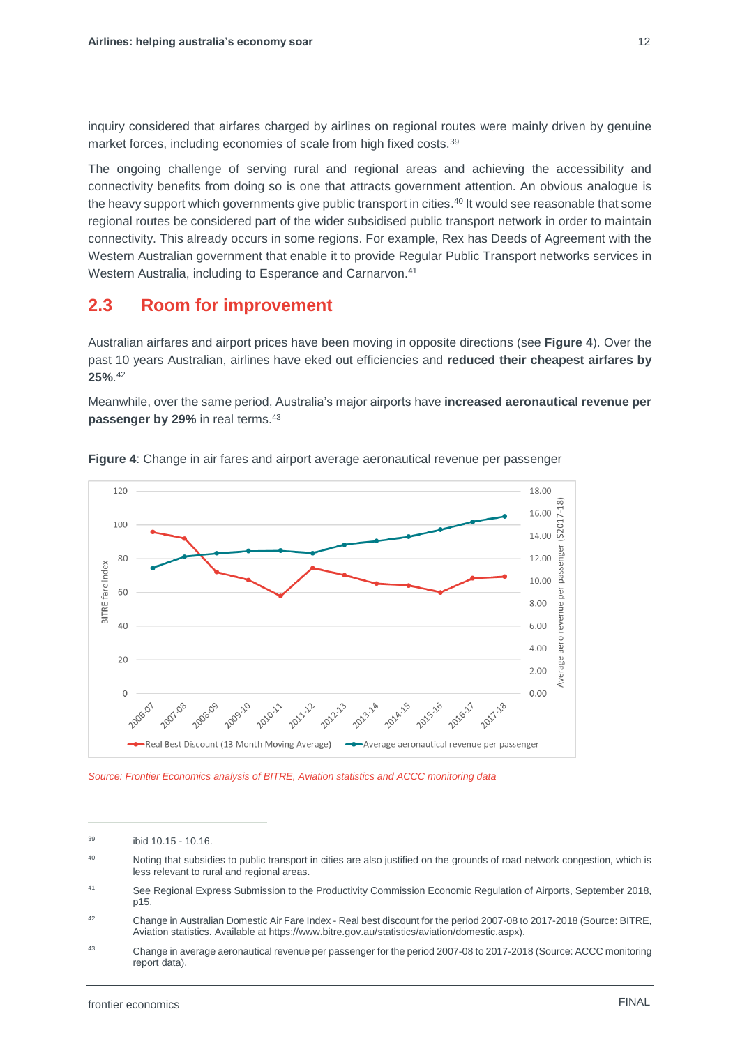inquiry considered that airfares charged by airlines on regional routes were mainly driven by genuine market forces, including economies of scale from high fixed costs.[39]

The ongoing challenge of serving rural and regional areas and achieving the accessibility and connectivity benefits from doing so is one that attracts government attention. An obvious analogue is the heavy support which governments give public transport in cities.[40] It would see reasonable that some regional routes be considered part of the wider subsidised public transport network in order to maintain connectivity. This already occurs in some regions. For example, Rex has Deeds of Agreement with the Western Australian government that enable it to provide Regular Public Transport networks services in Western Australia, including to Esperance and Carnarvon.[41]

## 2.3 Room for improvement

Australian airfares and airport prices have been moving in opposite directions (see **Figure 4**). Over the past 10 years Australian, airlines have eked out efficiencies and **reduced their cheapest airfares by 25%**.[42]

Meanwhile, over the same period, Australia's major airports have **increased aeronautical revenue per passenger by 29%** in real terms.[43]

**Figure 4**: Change in air fares and airport average aeronautical revenue per passenger

*Source: Frontier Economics analysis of BITRE, Aviation statistics and ACCC monitoring data*

---

[39] ibid 10.15 - 10.16.

[40] Noting that subsidies to public transport in cities are also justified on the grounds of road network congestion, which is less relevant to rural and regional areas.

[41] See Regional Express Submission to the Productivity Commission Economic Regulation of Airports, September 2018, p15.

[42] Change in Australian Domestic Air Fare Index - Real best discount for the period 2007-08 to 2017-2018 (Source: BITRE, Aviation statistics. Available at https://www.bitre.gov.au/statistics/aviation/domestic.aspx).

[43] Change in average aeronautical revenue per passenger for the period 2007-08 to 2017-2018 (Source: ACCC monitoring report data).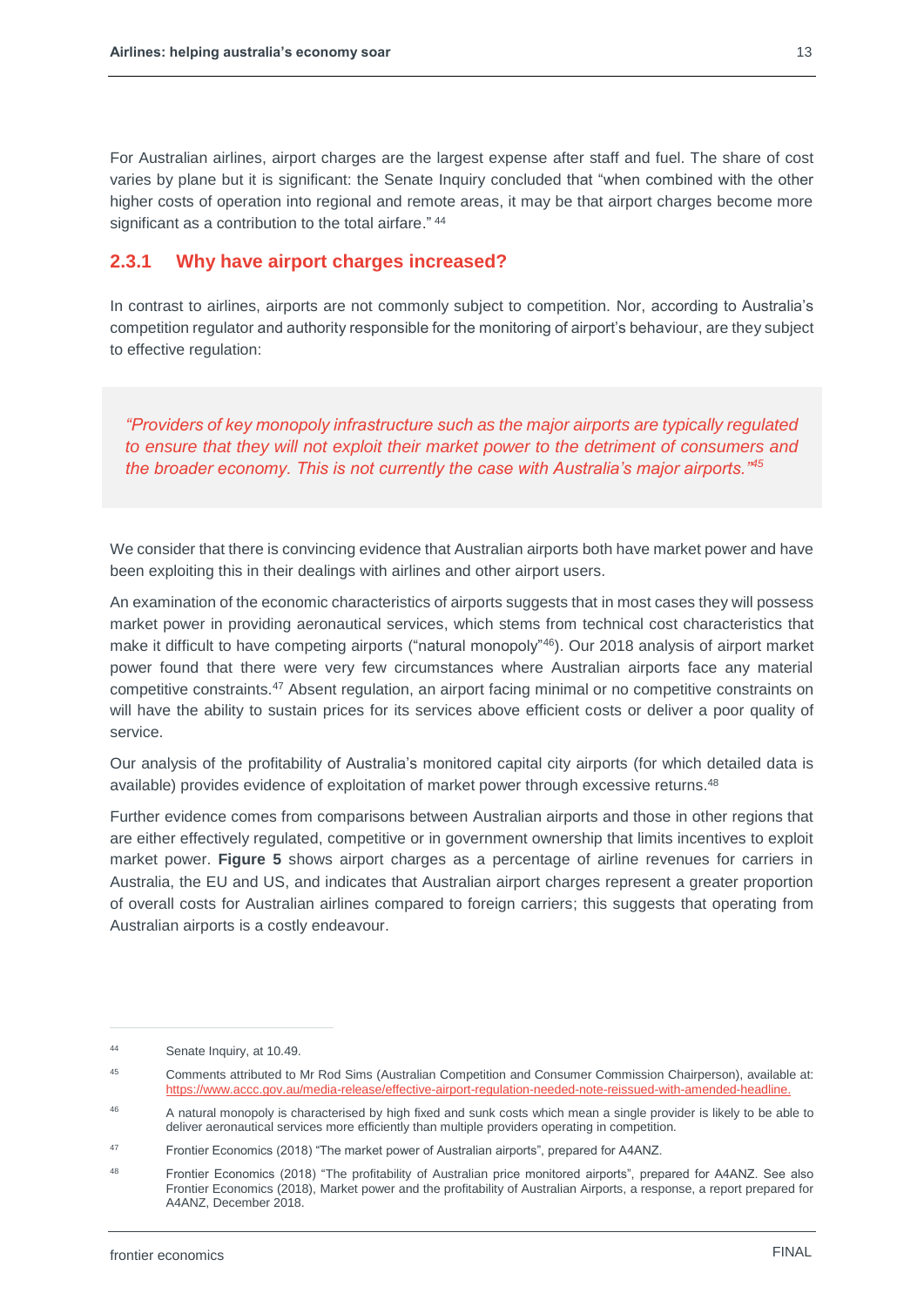For Australian airlines, airport charges are the largest expense after staff and fuel. The share of cost varies by plane but it is significant: the Senate Inquiry concluded that "when combined with the other higher costs of operation into regional and remote areas, it may be that airport charges become more significant as a contribution to the total airfare." [44]

### 2.3.1 Why have airport charges increased?

In contrast to airlines, airports are not commonly subject to competition. Nor, according to Australia's competition regulator and authority responsible for the monitoring of airport's behaviour, are they subject to effective regulation:

> *"Providers of key monopoly infrastructure such as the major airports are typically regulated to ensure that they will not exploit their market power to the detriment of consumers and the broader economy. This is not currently the case with Australia's major airports."*[45]

We consider that there is convincing evidence that Australian airports both have market power and have been exploiting this in their dealings with airlines and other airport users.

An examination of the economic characteristics of airports suggests that in most cases they will possess market power in providing aeronautical services, which stems from technical cost characteristics that make it difficult to have competing airports ("natural monopoly"[46]). Our 2018 analysis of airport market power found that there were very few circumstances where Australian airports face any material competitive constraints.[47] Absent regulation, an airport facing minimal or no competitive constraints on will have the ability to sustain prices for its services above efficient costs or deliver a poor quality of service.

Our analysis of the profitability of Australia's monitored capital city airports (for which detailed data is available) provides evidence of exploitation of market power through excessive returns.[48]

Further evidence comes from comparisons between Australian airports and those in other regions that are either effectively regulated, competitive or in government ownership that limits incentives to exploit market power. **Figure 5** shows airport charges as a percentage of airline revenues for carriers in Australia, the EU and US, and indicates that Australian airport charges represent a greater proportion of overall costs for Australian airlines compared to foreign carriers; this suggests that operating from Australian airports is a costly endeavour.

---

[44] Senate Inquiry, at 10.49.

[45] Comments attributed to Mr Rod Sims (Australian Competition and Consumer Commission Chairperson), available at: https://www.accc.gov.au/media-release/effective-airport-regulation-needed-note-reissued-with-amended-headline.

[46] A natural monopoly is characterised by high fixed and sunk costs which mean a single provider is likely to be able to deliver aeronautical services more efficiently than multiple providers operating in competition.

[47] Frontier Economics (2018) "The market power of Australian airports", prepared for A4ANZ.

[48] Frontier Economics (2018) "The profitability of Australian price monitored airports", prepared for A4ANZ. See also Frontier Economics (2018), Market power and the profitability of Australian Airports, a response, a report prepared for A4ANZ, December 2018.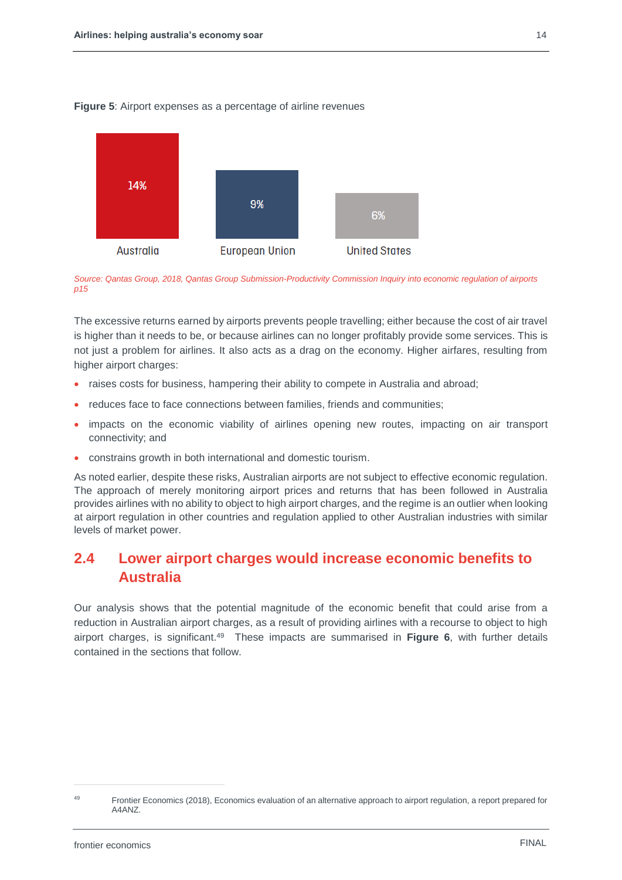**Figure 5**: Airport expenses as a percentage of airline revenues

| Australia | European Union | United States |
|---|---|---|
| 14% | 9% | 6% |

*Source: Qantas Group, 2018, Qantas Group Submission-Productivity Commission Inquiry into economic regulation of airports p15*

The excessive returns earned by airports prevents people travelling; either because the cost of air travel is higher than it needs to be, or because airlines can no longer profitably provide some services. This is not just a problem for airlines. It also acts as a drag on the economy. Higher airfares, resulting from higher airport charges:

- raises costs for business, hampering their ability to compete in Australia and abroad;
- reduces face to face connections between families, friends and communities;
- impacts on the economic viability of airlines opening new routes, impacting on air transport connectivity; and
- constrains growth in both international and domestic tourism.

As noted earlier, despite these risks, Australian airports are not subject to effective economic regulation. The approach of merely monitoring airport prices and returns that has been followed in Australia provides airlines with no ability to object to high airport charges, and the regime is an outlier when looking at airport regulation in other countries and regulation applied to other Australian industries with similar levels of market power.

## 2.4 Lower airport charges would increase economic benefits to Australia

Our analysis shows that the potential magnitude of the economic benefit that could arise from a reduction in Australian airport charges, as a result of providing airlines with a recourse to object to high airport charges, is significant.[49] These impacts are summarised in **Figure 6**, with further details contained in the sections that follow.

[49] Frontier Economics (2018), Economics evaluation of an alternative approach to airport regulation, a report prepared for A4ANZ.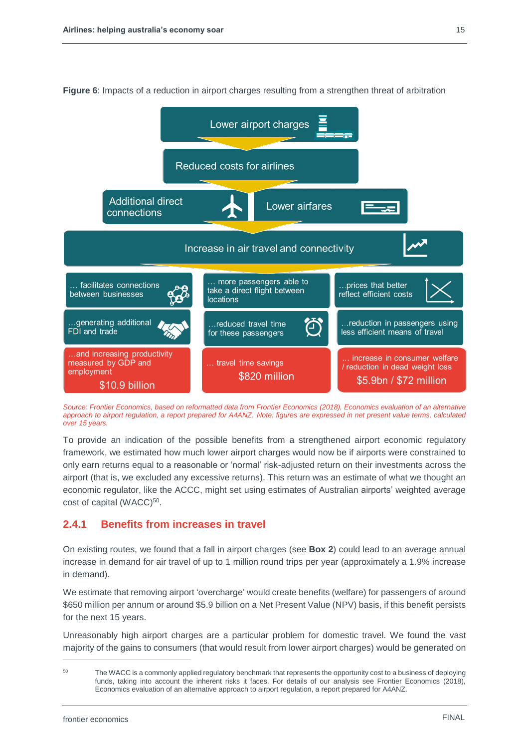**Figure 6**: Impacts of a reduction in airport charges resulting from a strengthen threat of arbitration

Lower airport charges

Reduced costs for airlines

Additional direct connections

Lower airfares

Increase in air travel and connectivity

… facilitates connections between businesses

…generating additional FDI and trade

…and increasing productivity measured by GDP and employment

$10.9 billion

… more passengers able to take a direct flight between locations

…reduced travel time for these passengers

… travel time savings

$820 million

…prices that better reflect efficient costs

…reduction in passengers using less efficient means of travel

… increase in consumer welfare / reduction in dead weight loss

$5.9bn / $72 million

*Source: Frontier Economics, based on reformatted data from Frontier Economics (2018), Economics evaluation of an alternative approach to airport regulation, a report prepared for A4ANZ. Note: figures are expressed in net present value terms, calculated over 15 years.*

To provide an indication of the possible benefits from a strengthened airport economic regulatory framework, we estimated how much lower airport charges would now be if airports were constrained to only earn returns equal to a reasonable or 'normal' risk-adjusted return on their investments across the airport (that is, we excluded any excessive returns). This return was an estimate of what we thought an economic regulator, like the ACCC, might set using estimates of Australian airports' weighted average cost of capital (WACC)[50].

### 2.4.1 Benefits from increases in travel

On existing routes, we found that a fall in airport charges (see **Box 2**) could lead to an average annual increase in demand for air travel of up to 1 million round trips per year (approximately a 1.9% increase in demand).

We estimate that removing airport 'overcharge' would create benefits (welfare) for passengers of around $650 million per annum or around $5.9 billion on a Net Present Value (NPV) basis, if this benefit persists for the next 15 years.

Unreasonably high airport charges are a particular problem for domestic travel. We found the vast majority of the gains to consumers (that would result from lower airport charges) would be generated on

[50] The WACC is a commonly applied regulatory benchmark that represents the opportunity cost to a business of deploying funds, taking into account the inherent risks it faces. For details of our analysis see Frontier Economics (2018), Economics evaluation of an alternative approach to airport regulation, a report prepared for A4ANZ.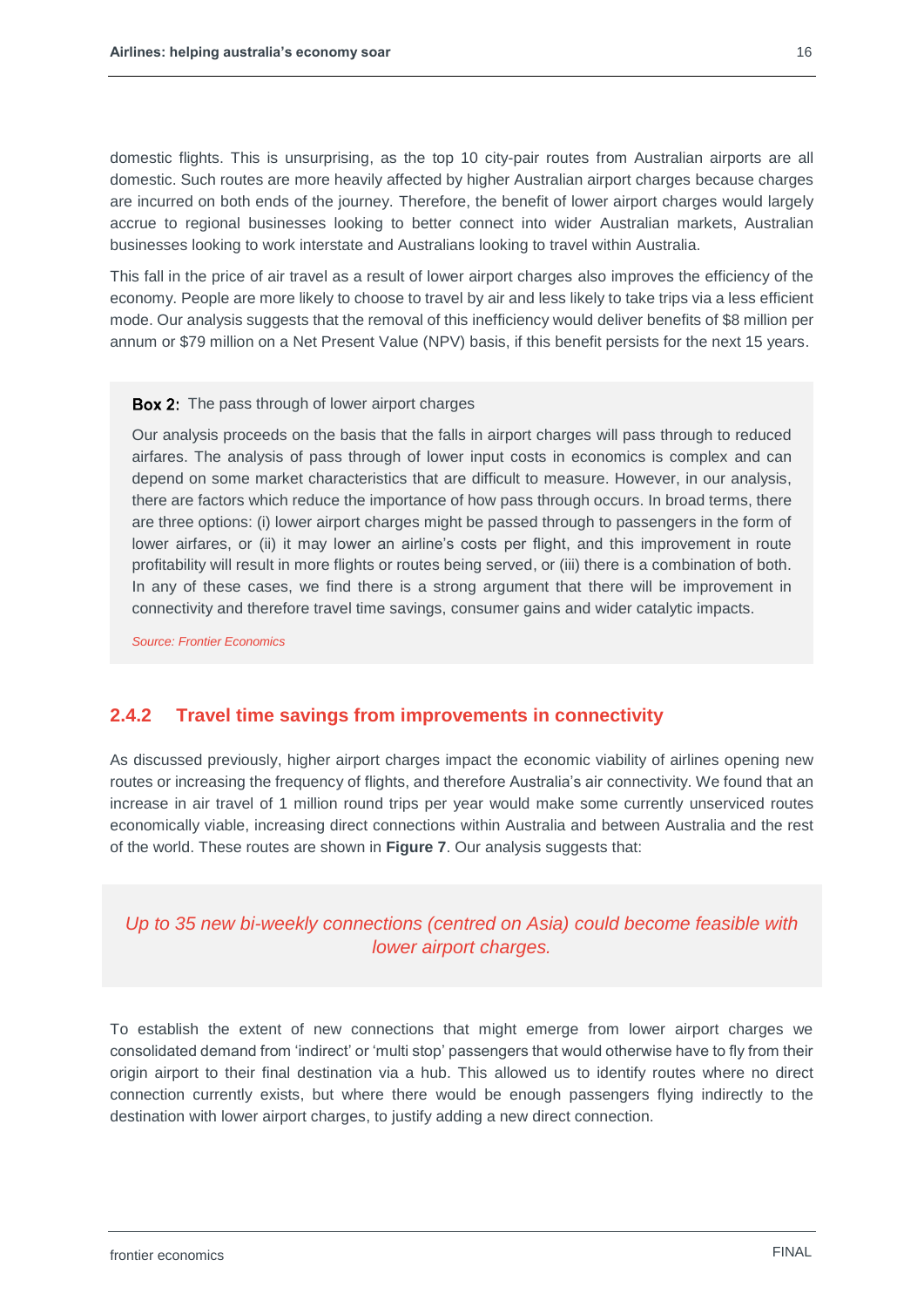domestic flights. This is unsurprising, as the top 10 city-pair routes from Australian airports are all domestic. Such routes are more heavily affected by higher Australian airport charges because charges are incurred on both ends of the journey. Therefore, the benefit of lower airport charges would largely accrue to regional businesses looking to better connect into wider Australian markets, Australian businesses looking to work interstate and Australians looking to travel within Australia.

This fall in the price of air travel as a result of lower airport charges also improves the efficiency of the economy. People are more likely to choose to travel by air and less likely to take trips via a less efficient mode. Our analysis suggests that the removal of this inefficiency would deliver benefits of $8 million per annum or $79 million on a Net Present Value (NPV) basis, if this benefit persists for the next 15 years.

> **Box 2:** The pass through of lower airport charges
>
> Our analysis proceeds on the basis that the falls in airport charges will pass through to reduced airfares. The analysis of pass through of lower input costs in economics is complex and can depend on some market characteristics that are difficult to measure. However, in our analysis, there are factors which reduce the importance of how pass through occurs. In broad terms, there are three options: (i) lower airport charges might be passed through to passengers in the form of lower airfares, or (ii) it may lower an airline's costs per flight, and this improvement in route profitability will result in more flights or routes being served, or (iii) there is a combination of both. In any of these cases, we find there is a strong argument that there will be improvement in connectivity and therefore travel time savings, consumer gains and wider catalytic impacts.
>
> *Source: Frontier Economics*

### 2.4.2 Travel time savings from improvements in connectivity

As discussed previously, higher airport charges impact the economic viability of airlines opening new routes or increasing the frequency of flights, and therefore Australia's air connectivity. We found that an increase in air travel of 1 million round trips per year would make some currently unserviced routes economically viable, increasing direct connections within Australia and between Australia and the rest of the world. These routes are shown in **Figure 7**. Our analysis suggests that:

> *Up to 35 new bi-weekly connections (centred on Asia) could become feasible with lower airport charges.*

To establish the extent of new connections that might emerge from lower airport charges we consolidated demand from 'indirect' or 'multi stop' passengers that would otherwise have to fly from their origin airport to their final destination via a hub. This allowed us to identify routes where no direct connection currently exists, but where there would be enough passengers flying indirectly to the destination with lower airport charges, to justify adding a new direct connection.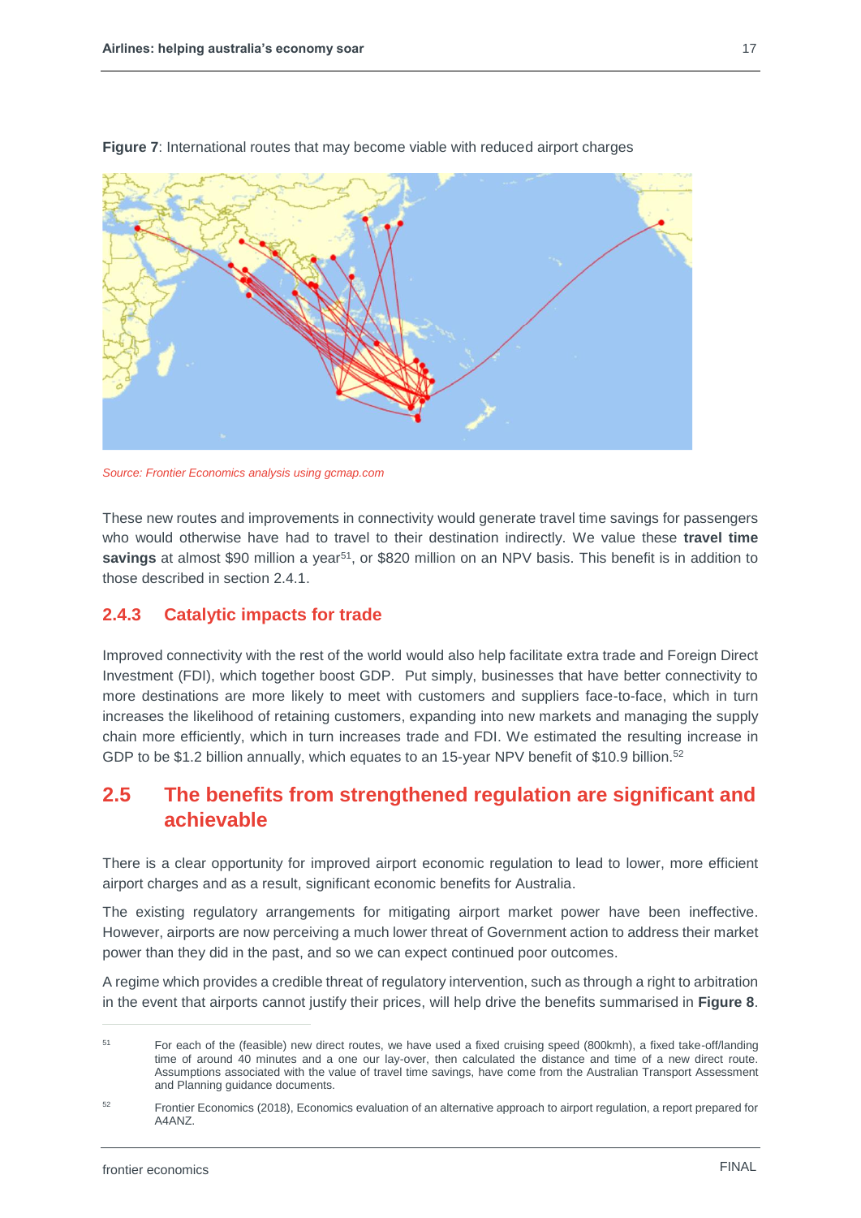**Figure 7**: International routes that may become viable with reduced airport charges

*Source: Frontier Economics analysis using gcmap.com*

These new routes and improvements in connectivity would generate travel time savings for passengers who would otherwise have had to travel to their destination indirectly. We value these **travel time savings** at almost $90 million a year[51], or $820 million on an NPV basis. This benefit is in addition to those described in section 2.4.1.

### 2.4.3 Catalytic impacts for trade

Improved connectivity with the rest of the world would also help facilitate extra trade and Foreign Direct Investment (FDI), which together boost GDP. Put simply, businesses that have better connectivity to more destinations are more likely to meet with customers and suppliers face-to-face, which in turn increases the likelihood of retaining customers, expanding into new markets and managing the supply chain more efficiently, which in turn increases trade and FDI. We estimated the resulting increase in GDP to be $1.2 billion annually, which equates to an 15-year NPV benefit of $10.9 billion.[52]

## 2.5 The benefits from strengthened regulation are significant and achievable

There is a clear opportunity for improved airport economic regulation to lead to lower, more efficient airport charges and as a result, significant economic benefits for Australia.

The existing regulatory arrangements for mitigating airport market power have been ineffective. However, airports are now perceiving a much lower threat of Government action to address their market power than they did in the past, and so we can expect continued poor outcomes.

A regime which provides a credible threat of regulatory intervention, such as through a right to arbitration in the event that airports cannot justify their prices, will help drive the benefits summarised in **Figure 8**.

---

[51] For each of the (feasible) new direct routes, we have used a fixed cruising speed (800kmh), a fixed take-off/landing time of around 40 minutes and a one our lay-over, then calculated the distance and time of a new direct route. Assumptions associated with the value of travel time savings, have come from the Australian Transport Assessment and Planning guidance documents.

[52] Frontier Economics (2018), Economics evaluation of an alternative approach to airport regulation, a report prepared for A4ANZ.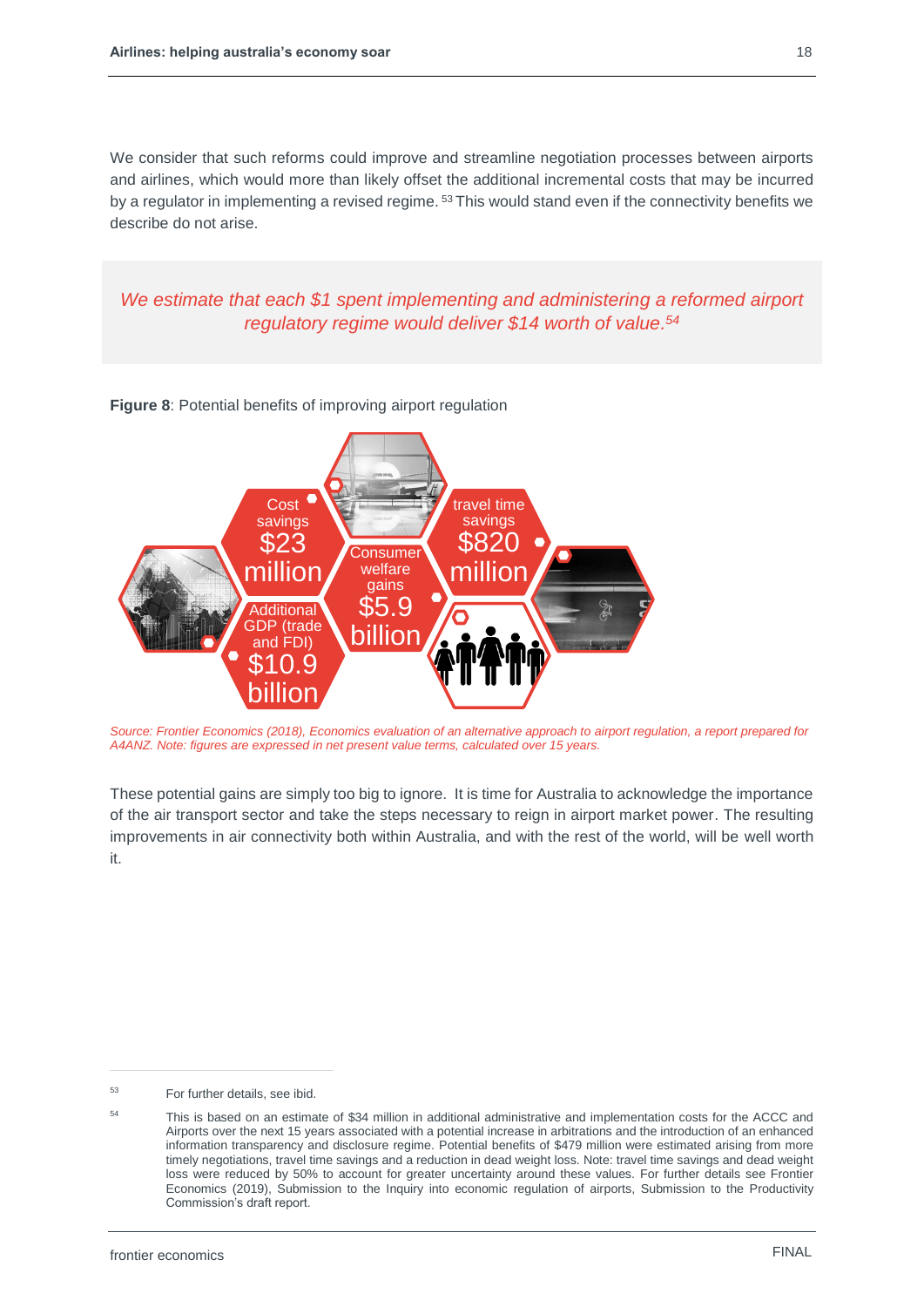We consider that such reforms could improve and streamline negotiation processes between airports and airlines, which would more than likely offset the additional incremental costs that may be incurred by a regulator in implementing a revised regime.[53] This would stand even if the connectivity benefits we describe do not arise.

*We estimate that each $1 spent implementing and administering a reformed airport regulatory regime would deliver $14 worth of value.[54]*

**Figure 8**: Potential benefits of improving airport regulation

Cost savings $23 million

Additional GDP (trade and FDI) $10.9 billion

Consumer welfare gains $5.9 billion

travel time savings $820 million

*Source: Frontier Economics (2018), Economics evaluation of an alternative approach to airport regulation, a report prepared for A4ANZ. Note: figures are expressed in net present value terms, calculated over 15 years.*

These potential gains are simply too big to ignore. It is time for Australia to acknowledge the importance of the air transport sector and take the steps necessary to reign in airport market power. The resulting improvements in air connectivity both within Australia, and with the rest of the world, will be well worth it.

---

[53] For further details, see ibid.

[54] This is based on an estimate of $34 million in additional administrative and implementation costs for the ACCC and Airports over the next 15 years associated with a potential increase in arbitrations and the introduction of an enhanced information transparency and disclosure regime. Potential benefits of $479 million were estimated arising from more timely negotiations, travel time savings and a reduction in dead weight loss. Note: travel time savings and dead weight loss were reduced by 50% to account for greater uncertainty around these values. For further details see Frontier Economics (2019), Submission to the Inquiry into economic regulation of airports, Submission to the Productivity Commission's draft report.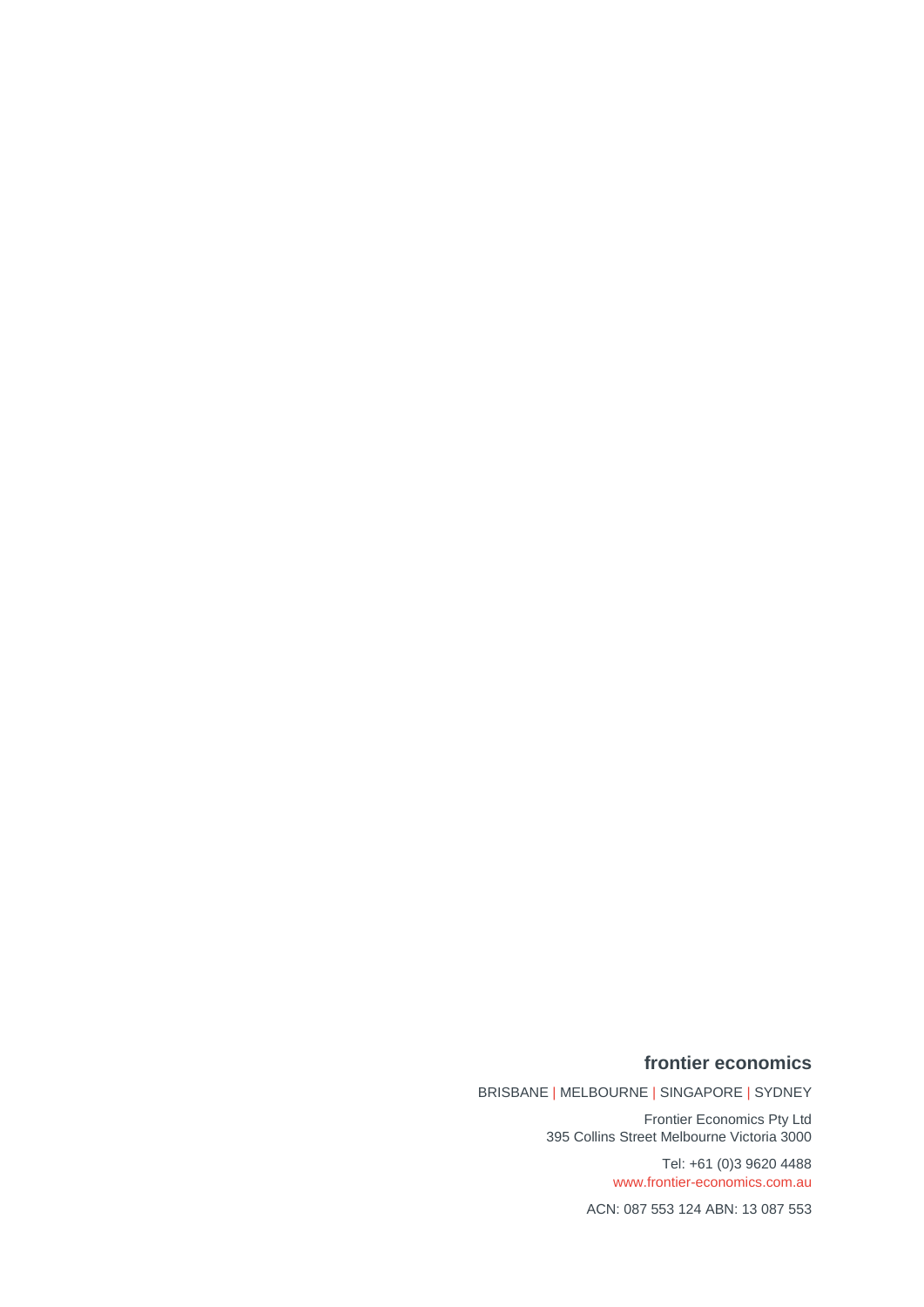**frontier economics**

BRISBANE | MELBOURNE | SINGAPORE | SYDNEY

Frontier Economics Pty Ltd
395 Collins Street Melbourne Victoria 3000

Tel: +61 (0)3 9620 4488
www.frontier-economics.com.au

ACN: 087 553 124 ABN: 13 087 553